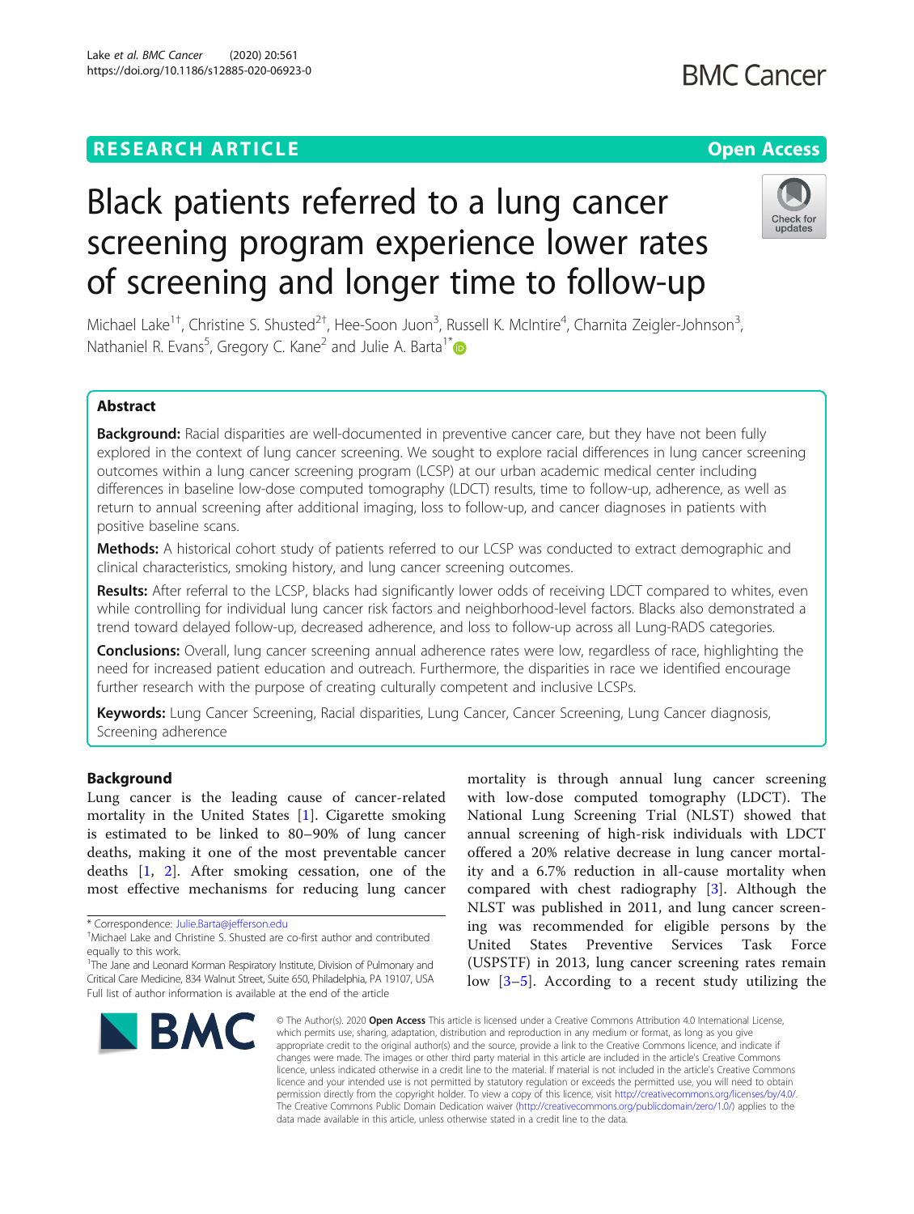RESEARCH ARTICLE

Open Access

# Black patients referred to a lung cancer screening program experience lower rates of screening and longer time to follow-up

Michael Lake[1†], Christine S. Shusted[2†], Hee-Soon Juon[3], Russell K. McIntire[4], Charnita Zeigler-Johnson[3], Nathaniel R. Evans[5], Gregory C. Kane[2] and Julie A. Barta[1*]

## Abstract

**Background:** Racial disparities are well-documented in preventive cancer care, but they have not been fully explored in the context of lung cancer screening. We sought to explore racial differences in lung cancer screening outcomes within a lung cancer screening program (LCSP) at our urban academic medical center including differences in baseline low-dose computed tomography (LDCT) results, time to follow-up, adherence, as well as return to annual screening after additional imaging, loss to follow-up, and cancer diagnoses in patients with positive baseline scans.

**Methods:** A historical cohort study of patients referred to our LCSP was conducted to extract demographic and clinical characteristics, smoking history, and lung cancer screening outcomes.

**Results:** After referral to the LCSP, blacks had significantly lower odds of receiving LDCT compared to whites, even while controlling for individual lung cancer risk factors and neighborhood-level factors. Blacks also demonstrated a trend toward delayed follow-up, decreased adherence, and loss to follow-up across all Lung-RADS categories.

**Conclusions:** Overall, lung cancer screening annual adherence rates were low, regardless of race, highlighting the need for increased patient education and outreach. Furthermore, the disparities in race we identified encourage further research with the purpose of creating culturally competent and inclusive LCSPs.

**Keywords:** Lung Cancer Screening, Racial disparities, Lung Cancer, Cancer Screening, Lung Cancer diagnosis, Screening adherence

## Background

Lung cancer is the leading cause of cancer-related mortality in the United States [1]. Cigarette smoking is estimated to be linked to 80–90% of lung cancer deaths, making it one of the most preventable cancer deaths [1, 2]. After smoking cessation, one of the most effective mechanisms for reducing lung cancer mortality is through annual lung cancer screening with low-dose computed tomography (LDCT). The National Lung Screening Trial (NLST) showed that annual screening of high-risk individuals with LDCT offered a 20% relative decrease in lung cancer mortality and a 6.7% reduction in all-cause mortality when compared with chest radiography [3]. Although the NLST was published in 2011, and lung cancer screening was recommended for eligible persons by the United States Preventive Services Task Force (USPSTF) in 2013, lung cancer screening rates remain low [3–5]. According to a recent study utilizing the

\* Correspondence: Julie.Barta@jefferson.edu

†Michael Lake and Christine S. Shusted are co-first author and contributed equally to this work.

[1]The Jane and Leonard Korman Respiratory Institute, Division of Pulmonary and Critical Care Medicine, 834 Walnut Street, Suite 650, Philadelphia, PA 19107, USA

Full list of author information is available at the end of the article

© The Author(s). 2020 **Open Access** This article is licensed under a Creative Commons Attribution 4.0 International License, which permits use, sharing, adaptation, distribution and reproduction in any medium or format, as long as you give appropriate credit to the original author(s) and the source, provide a link to the Creative Commons licence, and indicate if changes were made. The images or other third party material in this article are included in the article's Creative Commons licence, unless indicated otherwise in a credit line to the material. If material is not included in the article's Creative Commons licence and your intended use is not permitted by statutory regulation or exceeds the permitted use, you will need to obtain permission directly from the copyright holder. To view a copy of this licence, visit http://creativecommons.org/licenses/by/4.0/. The Creative Commons Public Domain Dedication waiver (http://creativecommons.org/publicdomain/zero/1.0/) applies to the data made available in this article, unless otherwise stated in a credit line to the data.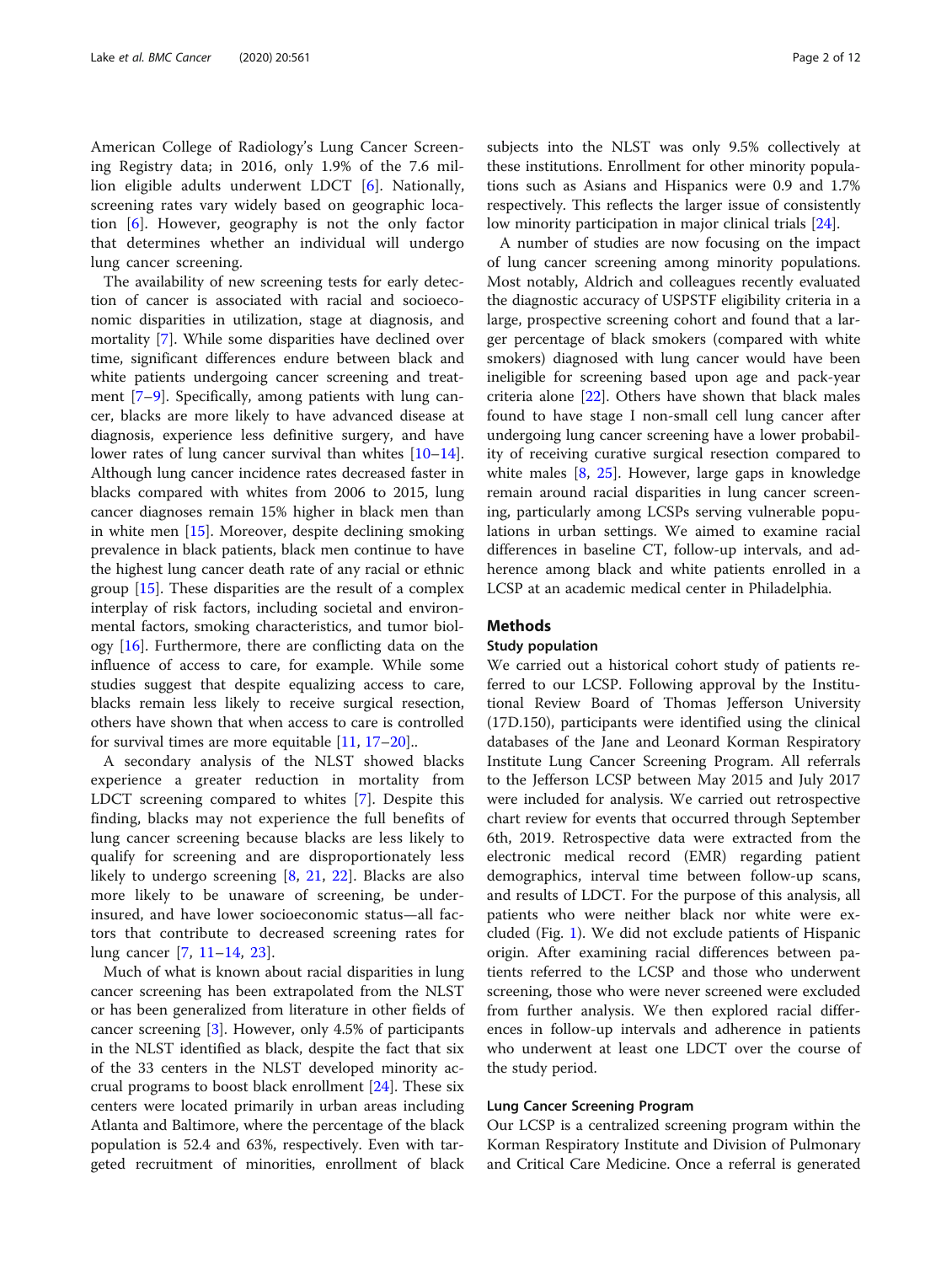American College of Radiology's Lung Cancer Screening Registry data; in 2016, only 1.9% of the 7.6 million eligible adults underwent LDCT [6]. Nationally, screening rates vary widely based on geographic location [6]. However, geography is not the only factor that determines whether an individual will undergo lung cancer screening.

The availability of new screening tests for early detection of cancer is associated with racial and socioeconomic disparities in utilization, stage at diagnosis, and mortality [7]. While some disparities have declined over time, significant differences endure between black and white patients undergoing cancer screening and treatment [7–9]. Specifically, among patients with lung cancer, blacks are more likely to have advanced disease at diagnosis, experience less definitive surgery, and have lower rates of lung cancer survival than whites [10–14]. Although lung cancer incidence rates decreased faster in blacks compared with whites from 2006 to 2015, lung cancer diagnoses remain 15% higher in black men than in white men [15]. Moreover, despite declining smoking prevalence in black patients, black men continue to have the highest lung cancer death rate of any racial or ethnic group [15]. These disparities are the result of a complex interplay of risk factors, including societal and environmental factors, smoking characteristics, and tumor biology [16]. Furthermore, there are conflicting data on the influence of access to care, for example. While some studies suggest that despite equalizing access to care, blacks remain less likely to receive surgical resection, others have shown that when access to care is controlled for survival times are more equitable [11, 17–20]..

A secondary analysis of the NLST showed blacks experience a greater reduction in mortality from LDCT screening compared to whites [7]. Despite this finding, blacks may not experience the full benefits of lung cancer screening because blacks are less likely to qualify for screening and are disproportionately less likely to undergo screening [8, 21, 22]. Blacks are also more likely to be unaware of screening, be underinsured, and have lower socioeconomic status—all factors that contribute to decreased screening rates for lung cancer [7, 11–14, 23].

Much of what is known about racial disparities in lung cancer screening has been extrapolated from the NLST or has been generalized from literature in other fields of cancer screening [3]. However, only 4.5% of participants in the NLST identified as black, despite the fact that six of the 33 centers in the NLST developed minority accrual programs to boost black enrollment [24]. These six centers were located primarily in urban areas including Atlanta and Baltimore, where the percentage of the black population is 52.4 and 63%, respectively. Even with targeted recruitment of minorities, enrollment of black subjects into the NLST was only 9.5% collectively at these institutions. Enrollment for other minority populations such as Asians and Hispanics were 0.9 and 1.7% respectively. This reflects the larger issue of consistently low minority participation in major clinical trials [24].

A number of studies are now focusing on the impact of lung cancer screening among minority populations. Most notably, Aldrich and colleagues recently evaluated the diagnostic accuracy of USPSTF eligibility criteria in a large, prospective screening cohort and found that a larger percentage of black smokers (compared with white smokers) diagnosed with lung cancer would have been ineligible for screening based upon age and pack-year criteria alone [22]. Others have shown that black males found to have stage I non-small cell lung cancer after undergoing lung cancer screening have a lower probability of receiving curative surgical resection compared to white males [8, 25]. However, large gaps in knowledge remain around racial disparities in lung cancer screening, particularly among LCSPs serving vulnerable populations in urban settings. We aimed to examine racial differences in baseline CT, follow-up intervals, and adherence among black and white patients enrolled in a LCSP at an academic medical center in Philadelphia.

## Methods

### Study population

We carried out a historical cohort study of patients referred to our LCSP. Following approval by the Institutional Review Board of Thomas Jefferson University (17D.150), participants were identified using the clinical databases of the Jane and Leonard Korman Respiratory Institute Lung Cancer Screening Program. All referrals to the Jefferson LCSP between May 2015 and July 2017 were included for analysis. We carried out retrospective chart review for events that occurred through September 6th, 2019. Retrospective data were extracted from the electronic medical record (EMR) regarding patient demographics, interval time between follow-up scans, and results of LDCT. For the purpose of this analysis, all patients who were neither black nor white were excluded (Fig. 1). We did not exclude patients of Hispanic origin. After examining racial differences between patients referred to the LCSP and those who underwent screening, those who were never screened were excluded from further analysis. We then explored racial differences in follow-up intervals and adherence in patients who underwent at least one LDCT over the course of the study period.

### Lung Cancer Screening Program

Our LCSP is a centralized screening program within the Korman Respiratory Institute and Division of Pulmonary and Critical Care Medicine. Once a referral is generated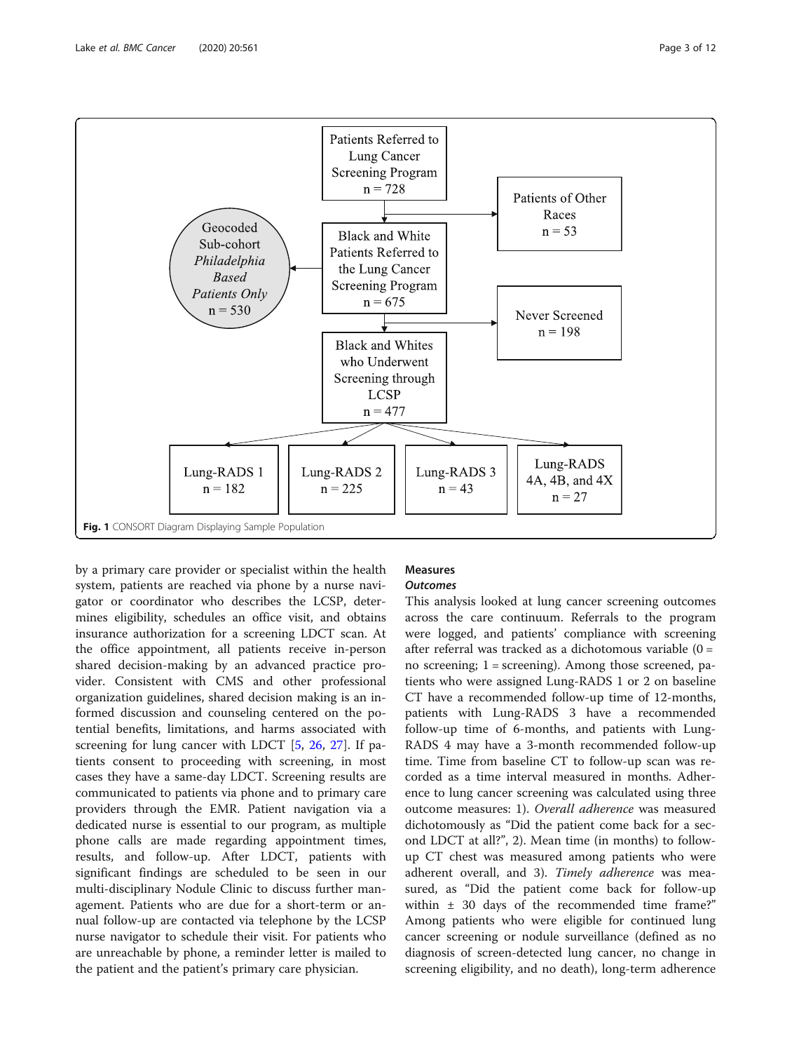Fig. 1 CONSORT Diagram Displaying Sample Population

by a primary care provider or specialist within the health system, patients are reached via phone by a nurse navigator or coordinator who describes the LCSP, determines eligibility, schedules an office visit, and obtains insurance authorization for a screening LDCT scan. At the office appointment, all patients receive in-person shared decision-making by an advanced practice provider. Consistent with CMS and other professional organization guidelines, shared decision making is an informed discussion and counseling centered on the potential benefits, limitations, and harms associated with screening for lung cancer with LDCT [5, 26, 27]. If patients consent to proceeding with screening, in most cases they have a same-day LDCT. Screening results are communicated to patients via phone and to primary care providers through the EMR. Patient navigation via a dedicated nurse is essential to our program, as multiple phone calls are made regarding appointment times, results, and follow-up. After LDCT, patients with significant findings are scheduled to be seen in our multi-disciplinary Nodule Clinic to discuss further management. Patients who are due for a short-term or annual follow-up are contacted via telephone by the LCSP nurse navigator to schedule their visit. For patients who are unreachable by phone, a reminder letter is mailed to the patient and the patient's primary care physician.

## Measures

### Outcomes

This analysis looked at lung cancer screening outcomes across the care continuum. Referrals to the program were logged, and patients' compliance with screening after referral was tracked as a dichotomous variable (0 = no screening; 1 = screening). Among those screened, patients who were assigned Lung-RADS 1 or 2 on baseline CT have a recommended follow-up time of 12-months, patients with Lung-RADS 3 have a recommended follow-up time of 6-months, and patients with Lung-RADS 4 may have a 3-month recommended follow-up time. Time from baseline CT to follow-up scan was recorded as a time interval measured in months. Adherence to lung cancer screening was calculated using three outcome measures: 1). *Overall adherence* was measured dichotomously as "Did the patient come back for a second LDCT at all?", 2). Mean time (in months) to follow-up CT chest was measured among patients who were adherent overall, and 3). *Timely adherence* was measured, as "Did the patient come back for follow-up within ± 30 days of the recommended time frame?" Among patients who were eligible for continued lung cancer screening or nodule surveillance (defined as no diagnosis of screen-detected lung cancer, no change in screening eligibility, and no death), long-term adherence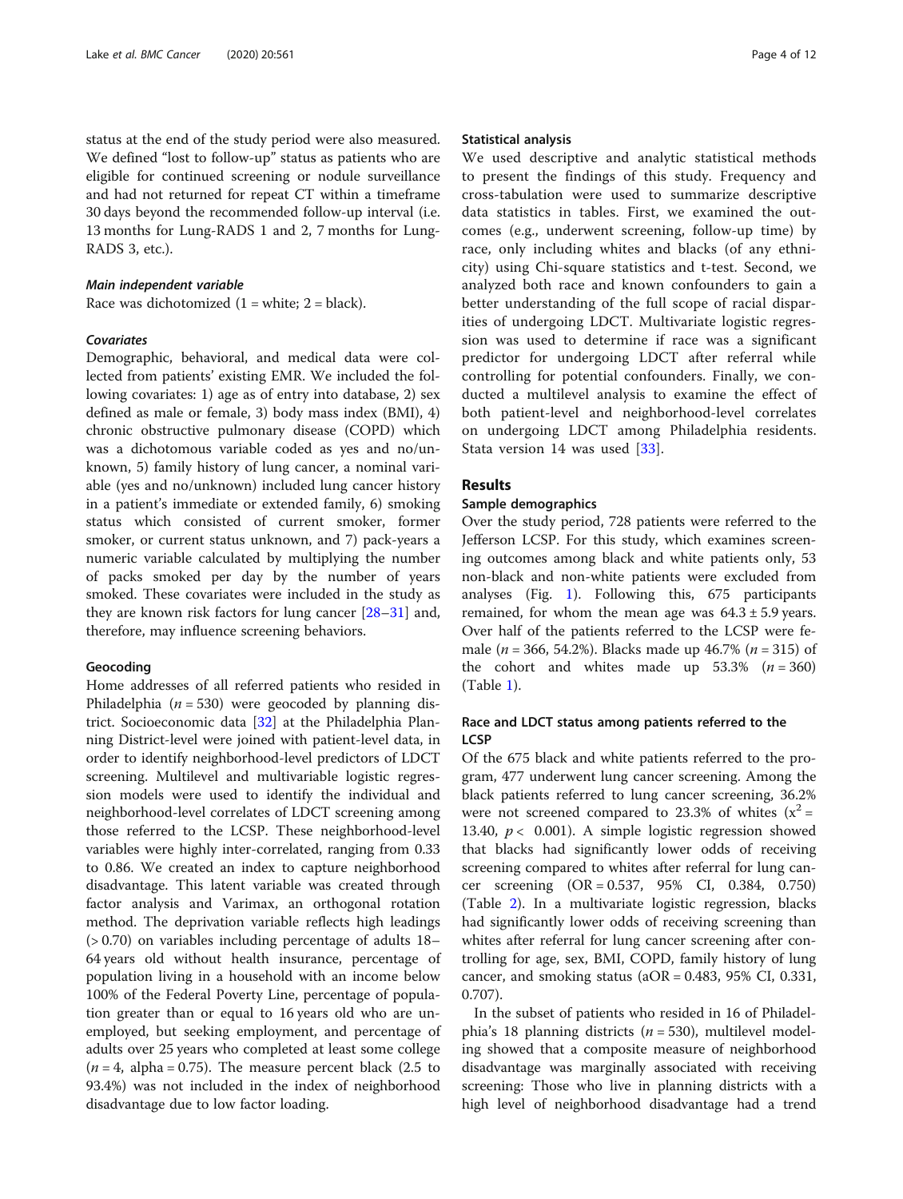status at the end of the study period were also measured. We defined "lost to follow-up" status as patients who are eligible for continued screening or nodule surveillance and had not returned for repeat CT within a timeframe 30 days beyond the recommended follow-up interval (i.e. 13 months for Lung-RADS 1 and 2, 7 months for Lung-RADS 3, etc.).

#### *Main independent variable*

Race was dichotomized (1 = white; 2 = black).

#### *Covariates*

Demographic, behavioral, and medical data were collected from patients' existing EMR. We included the following covariates: 1) age as of entry into database, 2) sex defined as male or female, 3) body mass index (BMI), 4) chronic obstructive pulmonary disease (COPD) which was a dichotomous variable coded as yes and no/unknown, 5) family history of lung cancer, a nominal variable (yes and no/unknown) included lung cancer history in a patient's immediate or extended family, 6) smoking status which consisted of current smoker, former smoker, or current status unknown, and 7) pack-years a numeric variable calculated by multiplying the number of packs smoked per day by the number of years smoked. These covariates were included in the study as they are known risk factors for lung cancer [28–31] and, therefore, may influence screening behaviors.

### Geocoding

Home addresses of all referred patients who resided in Philadelphia ($n = 530$) were geocoded by planning district. Socioeconomic data [32] at the Philadelphia Planning District-level were joined with patient-level data, in order to identify neighborhood-level predictors of LDCT screening. Multilevel and multivariable logistic regression models were used to identify the individual and neighborhood-level correlates of LDCT screening among those referred to the LCSP. These neighborhood-level variables were highly inter-correlated, ranging from 0.33 to 0.86. We created an index to capture neighborhood disadvantage. This latent variable was created through factor analysis and Varimax, an orthogonal rotation method. The deprivation variable reflects high leadings (> 0.70) on variables including percentage of adults 18–64 years old without health insurance, percentage of population living in a household with an income below 100% of the Federal Poverty Line, percentage of population greater than or equal to 16 years old who are unemployed, but seeking employment, and percentage of adults over 25 years who completed at least some college ($n = 4$, alpha = 0.75). The measure percent black (2.5 to 93.4%) was not included in the index of neighborhood disadvantage due to low factor loading.

### Statistical analysis

We used descriptive and analytic statistical methods to present the findings of this study. Frequency and cross-tabulation were used to summarize descriptive data statistics in tables. First, we examined the outcomes (e.g., underwent screening, follow-up time) by race, only including whites and blacks (of any ethnicity) using Chi-square statistics and t-test. Second, we analyzed both race and known confounders to gain a better understanding of the full scope of racial disparities of undergoing LDCT. Multivariate logistic regression was used to determine if race was a significant predictor for undergoing LDCT after referral while controlling for potential confounders. Finally, we conducted a multilevel analysis to examine the effect of both patient-level and neighborhood-level correlates on undergoing LDCT among Philadelphia residents. Stata version 14 was used [33].

## Results

### Sample demographics

Over the study period, 728 patients were referred to the Jefferson LCSP. For this study, which examines screening outcomes among black and white patients only, 53 non-black and non-white patients were excluded from analyses (Fig. 1). Following this, 675 participants remained, for whom the mean age was 64.3 ± 5.9 years. Over half of the patients referred to the LCSP were female ($n = 366$, 54.2%). Blacks made up 46.7% ($n = 315$) of the cohort and whites made up 53.3% ($n = 360$) (Table 1).

### Race and LDCT status among patients referred to the LCSP

Of the 675 black and white patients referred to the program, 477 underwent lung cancer screening. Among the black patients referred to lung cancer screening, 36.2% were not screened compared to 23.3% of whites ($x^2 = 13.40$, $p < 0.001$). A simple logistic regression showed that blacks had significantly lower odds of receiving screening compared to whites after referral for lung cancer screening (OR = 0.537, 95% CI, 0.384, 0.750) (Table 2). In a multivariate logistic regression, blacks had significantly lower odds of receiving screening than whites after referral for lung cancer screening after controlling for age, sex, BMI, COPD, family history of lung cancer, and smoking status (aOR = 0.483, 95% CI, 0.331, 0.707).

In the subset of patients who resided in 16 of Philadelphia's 18 planning districts ($n = 530$), multilevel modeling showed that a composite measure of neighborhood disadvantage was marginally associated with receiving screening: Those who live in planning districts with a high level of neighborhood disadvantage had a trend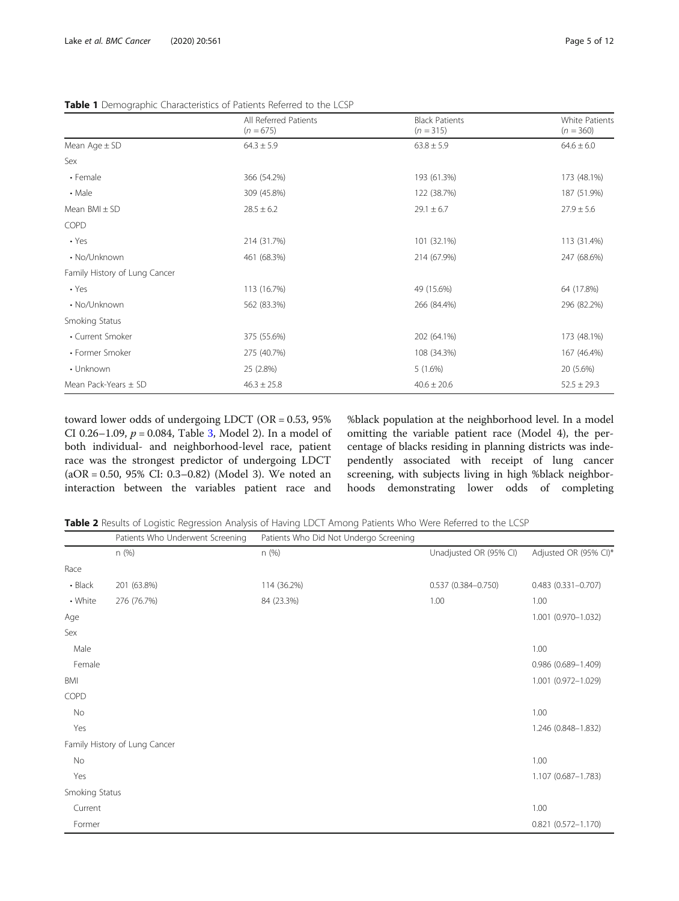**Table 1** Demographic Characteristics of Patients Referred to the LCSP

| | All Referred Patients ($n = 675$) | Black Patients ($n = 315$) | White Patients ($n = 360$) |
|---|---|---|---|
| Mean Age ± SD | 64.3 ± 5.9 | 63.8 ± 5.9 | 64.6 ± 6.0 |
| Sex | | | |
| • Female | 366 (54.2%) | 193 (61.3%) | 173 (48.1%) |
| • Male | 309 (45.8%) | 122 (38.7%) | 187 (51.9%) |
| Mean BMI ± SD | 28.5 ± 6.2 | 29.1 ± 6.7 | 27.9 ± 5.6 |
| COPD | | | |
| • Yes | 214 (31.7%) | 101 (32.1%) | 113 (31.4%) |
| • No/Unknown | 461 (68.3%) | 214 (67.9%) | 247 (68.6%) |
| Family History of Lung Cancer | | | |
| • Yes | 113 (16.7%) | 49 (15.6%) | 64 (17.8%) |
| • No/Unknown | 562 (83.3%) | 266 (84.4%) | 296 (82.2%) |
| Smoking Status | | | |
| • Current Smoker | 375 (55.6%) | 202 (64.1%) | 173 (48.1%) |
| • Former Smoker | 275 (40.7%) | 108 (34.3%) | 167 (46.4%) |
| • Unknown | 25 (2.8%) | 5 (1.6%) | 20 (5.6%) |
| Mean Pack-Years ± SD | 46.3 ± 25.8 | 40.6 ± 20.6 | 52.5 ± 29.3 |

toward lower odds of undergoing LDCT (OR = 0.53, 95% CI 0.26–1.09, $p = 0.084$, Table 3, Model 2). In a model of both individual- and neighborhood-level race, patient race was the strongest predictor of undergoing LDCT (aOR = 0.50, 95% CI: 0.3–0.82) (Model 3). We noted an interaction between the variables patient race and %black population at the neighborhood level. In a model omitting the variable patient race (Model 4), the percentage of blacks residing in planning districts was independently associated with receipt of lung cancer screening, with subjects living in high %black neighborhoods demonstrating lower odds of completing

**Table 2** Results of Logistic Regression Analysis of Having LDCT Among Patients Who Were Referred to the LCSP

| | Patients Who Underwent Screening | Patients Who Did Not Undergo Screening | | |
|---|---|---|---|---|
| | n (%) | n (%) | Unadjusted OR (95% CI) | Adjusted OR (95% CI)* |
| Race | | | | |
| • Black | 201 (63.8%) | 114 (36.2%) | 0.537 (0.384–0.750) | 0.483 (0.331–0.707) |
| • White | 276 (76.7%) | 84 (23.3%) | 1.00 | 1.00 |
| Age | | | | 1.001 (0.970–1.032) |
| Sex | | | | |
| Male | | | | 1.00 |
| Female | | | | 0.986 (0.689–1.409) |
| BMI | | | | 1.001 (0.972–1.029) |
| COPD | | | | |
| No | | | | 1.00 |
| Yes | | | | 1.246 (0.848–1.832) |
| Family History of Lung Cancer | | | | |
| No | | | | 1.00 |
| Yes | | | | 1.107 (0.687–1.783) |
| Smoking Status | | | | |
| Current | | | | 1.00 |
| Former | | | | 0.821 (0.572–1.170) |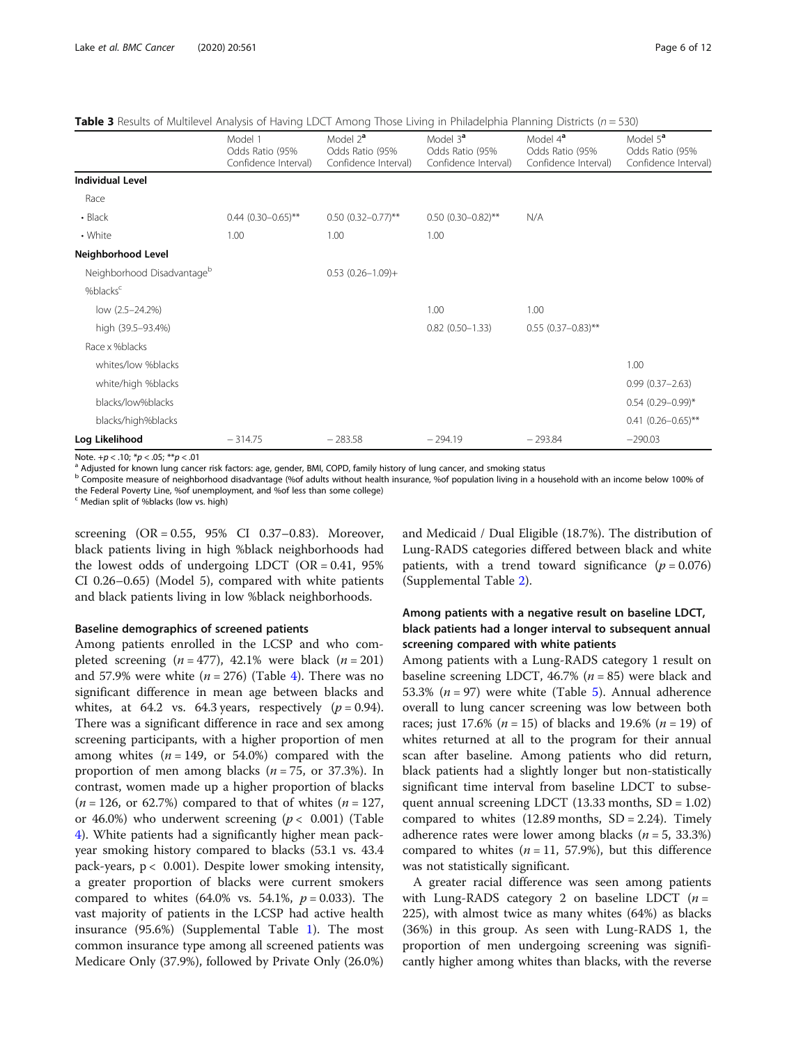**Table 3** Results of Multilevel Analysis of Having LDCT Among Those Living in Philadelphia Planning Districts ($n = 530$)

| | Model 1 Odds Ratio (95% Confidence Interval) | Model 2[a] Odds Ratio (95% Confidence Interval) | Model 3[a] Odds Ratio (95% Confidence Interval) | Model 4[a] Odds Ratio (95% Confidence Interval) | Model 5[a] Odds Ratio (95% Confidence Interval) |
|---|---|---|---|---|---|
| **Individual Level** | | | | | |
| Race | | | | | |
| • Black | 0.44 (0.30–0.65)** | 0.50 (0.32–0.77)** | 0.50 (0.30–0.82)** | N/A | |
| • White | 1.00 | 1.00 | 1.00 | | |
| **Neighborhood Level** | | | | | |
| Neighborhood Disadvantage[b] | | 0.53 (0.26–1.09)+ | | | |
| %blacks[c] | | | | | |
| low (2.5–24.2%) | | | 1.00 | 1.00 | |
| high (39.5–93.4%) | | | 0.82 (0.50–1.33) | 0.55 (0.37–0.83)** | |
| Race x %blacks | | | | | |
| whites/low %blacks | | | | | 1.00 |
| white/high %blacks | | | | | 0.99 (0.37–2.63) |
| blacks/low%blacks | | | | | 0.54 (0.29–0.99)* |
| blacks/high%blacks | | | | | 0.41 (0.26–0.65)** |
| **Log Likelihood** | −314.75 | −283.58 | −294.19 | −293.84 | −290.03 |

Note. +$p < .10$; *$p < .05$; **$p < .01$

[a] Adjusted for known lung cancer risk factors: age, gender, BMI, COPD, family history of lung cancer, and smoking status

[b] Composite measure of neighborhood disadvantage (%of adults without health insurance, %of population living in a household with an income below 100% of the Federal Poverty Line, %of unemployment, and %of less than some college)

[c] Median split of %blacks (low vs. high)

screening (OR = 0.55, 95% CI 0.37–0.83). Moreover, black patients living in high %black neighborhoods had the lowest odds of undergoing LDCT (OR = 0.41, 95% CI 0.26–0.65) (Model 5), compared with white patients and black patients living in low %black neighborhoods.

### Baseline demographics of screened patients

Among patients enrolled in the LCSP and who completed screening ($n = 477$), 42.1% were black ($n = 201$) and 57.9% were white ($n = 276$) (Table 4). There was no significant difference in mean age between blacks and whites, at 64.2 vs. 64.3 years, respectively ($p = 0.94$). There was a significant difference in race and sex among screening participants, with a higher proportion of men among whites ($n = 149$, or 54.0%) compared with the proportion of men among blacks ($n = 75$, or 37.3%). In contrast, women made up a higher proportion of blacks ($n = 126$, or 62.7%) compared to that of whites ($n = 127$, or 46.0%) who underwent screening ($p < 0.001$) (Table 4). White patients had a significantly higher mean pack-year smoking history compared to blacks (53.1 vs. 43.4 pack-years, $p < 0.001$). Despite lower smoking intensity, a greater proportion of blacks were current smokers compared to whites (64.0% vs. 54.1%, $p = 0.033$). The vast majority of patients in the LCSP had active health insurance (95.6%) (Supplemental Table 1). The most common insurance type among all screened patients was Medicare Only (37.9%), followed by Private Only (26.0%) and Medicaid / Dual Eligible (18.7%). The distribution of Lung-RADS categories differed between black and white patients, with a trend toward significance ($p = 0.076$) (Supplemental Table 2).

### Among patients with a negative result on baseline LDCT, black patients had a longer interval to subsequent annual screening compared with white patients

Among patients with a Lung-RADS category 1 result on baseline screening LDCT, 46.7% ($n = 85$) were black and 53.3% ($n = 97$) were white (Table 5). Annual adherence overall to lung cancer screening was low between both races; just 17.6% ($n = 15$) of blacks and 19.6% ($n = 19$) of whites returned at all to the program for their annual scan after baseline. Among patients who did return, black patients had a slightly longer but non-statistically significant time interval from baseline LDCT to subsequent annual screening LDCT (13.33 months, SD = 1.02) compared to whites (12.89 months, SD = 2.24). Timely adherence rates were lower among blacks ($n = 5$, 33.3%) compared to whites ($n = 11$, 57.9%), but this difference was not statistically significant.

A greater racial difference was seen among patients with Lung-RADS category 2 on baseline LDCT ($n = 225$), with almost twice as many whites (64%) as blacks (36%) in this group. As seen with Lung-RADS 1, the proportion of men undergoing screening was significantly higher among whites than blacks, with the reverse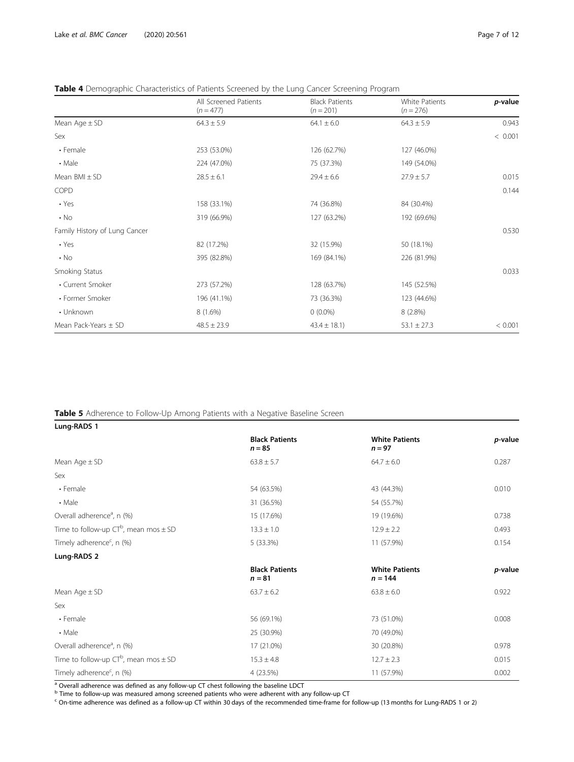**Table 4** Demographic Characteristics of Patients Screened by the Lung Cancer Screening Program

| | All Screened Patients ($n = 477$) | Black Patients ($n = 201$) | White Patients ($n = 276$) | *p*-value |
|---|---|---|---|---|
| Mean Age ± SD | 64.3 ± 5.9 | 64.1 ± 6.0 | 64.3 ± 5.9 | 0.943 |
| Sex | | | | < 0.001 |
| • Female | 253 (53.0%) | 126 (62.7%) | 127 (46.0%) | |
| • Male | 224 (47.0%) | 75 (37.3%) | 149 (54.0%) | |
| Mean BMI ± SD | 28.5 ± 6.1 | 29.4 ± 6.6 | 27.9 ± 5.7 | 0.015 |
| COPD | | | | 0.144 |
| • Yes | 158 (33.1%) | 74 (36.8%) | 84 (30.4%) | |
| • No | 319 (66.9%) | 127 (63.2%) | 192 (69.6%) | |
| Family History of Lung Cancer | | | | 0.530 |
| • Yes | 82 (17.2%) | 32 (15.9%) | 50 (18.1%) | |
| • No | 395 (82.8%) | 169 (84.1%) | 226 (81.9%) | |
| Smoking Status | | | | 0.033 |
| • Current Smoker | 273 (57.2%) | 128 (63.7%) | 145 (52.5%) | |
| • Former Smoker | 196 (41.1%) | 73 (36.3%) | 123 (44.6%) | |
| • Unknown | 8 (1.6%) | 0 (0.0%) | 8 (2.8%) | |
| Mean Pack-Years ± SD | 48.5 ± 23.9 | 43.4 ± 18.1) | 53.1 ± 27.3 | < 0.001 |

**Table 5** Adherence to Follow-Up Among Patients with a Negative Baseline Screen

| **Lung-RADS 1** | | | |
|---|---|---|---|
| | **Black Patients** $n = 85$ | **White Patients** $n = 97$ | *p*-value |
| Mean Age ± SD | 63.8 ± 5.7 | 64.7 ± 6.0 | 0.287 |
| Sex | | | |
| • Female | 54 (63.5%) | 43 (44.3%) | 0.010 |
| • Male | 31 (36.5%) | 54 (55.7%) | |
| Overall adherence[a], n (%) | 15 (17.6%) | 19 (19.6%) | 0.738 |
| Time to follow-up CT[b], mean mos ± SD | 13.3 ± 1.0 | 12.9 ± 2.2 | 0.493 |
| Timely adherence[c], n (%) | 5 (33.3%) | 11 (57.9%) | 0.154 |
| **Lung-RADS 2** | | | |
| | **Black Patients** $n = 81$ | **White Patients** $n = 144$ | *p*-value |
| Mean Age ± SD | 63.7 ± 6.2 | 63.8 ± 6.0 | 0.922 |
| Sex | | | |
| • Female | 56 (69.1%) | 73 (51.0%) | 0.008 |
| • Male | 25 (30.9%) | 70 (49.0%) | |
| Overall adherence[a], n (%) | 17 (21.0%) | 30 (20.8%) | 0.978 |
| Time to follow-up CT[b], mean mos ± SD | 15.3 ± 4.8 | 12.7 ± 2.3 | 0.015 |
| Timely adherence[c], n (%) | 4 (23.5%) | 11 (57.9%) | 0.002 |

[a] Overall adherence was defined as any follow-up CT chest following the baseline LDCT

[b] Time to follow-up was measured among screened patients who were adherent with any follow-up CT

[c] On-time adherence was defined as a follow-up CT within 30 days of the recommended time-frame for follow-up (13 months for Lung-RADS 1 or 2)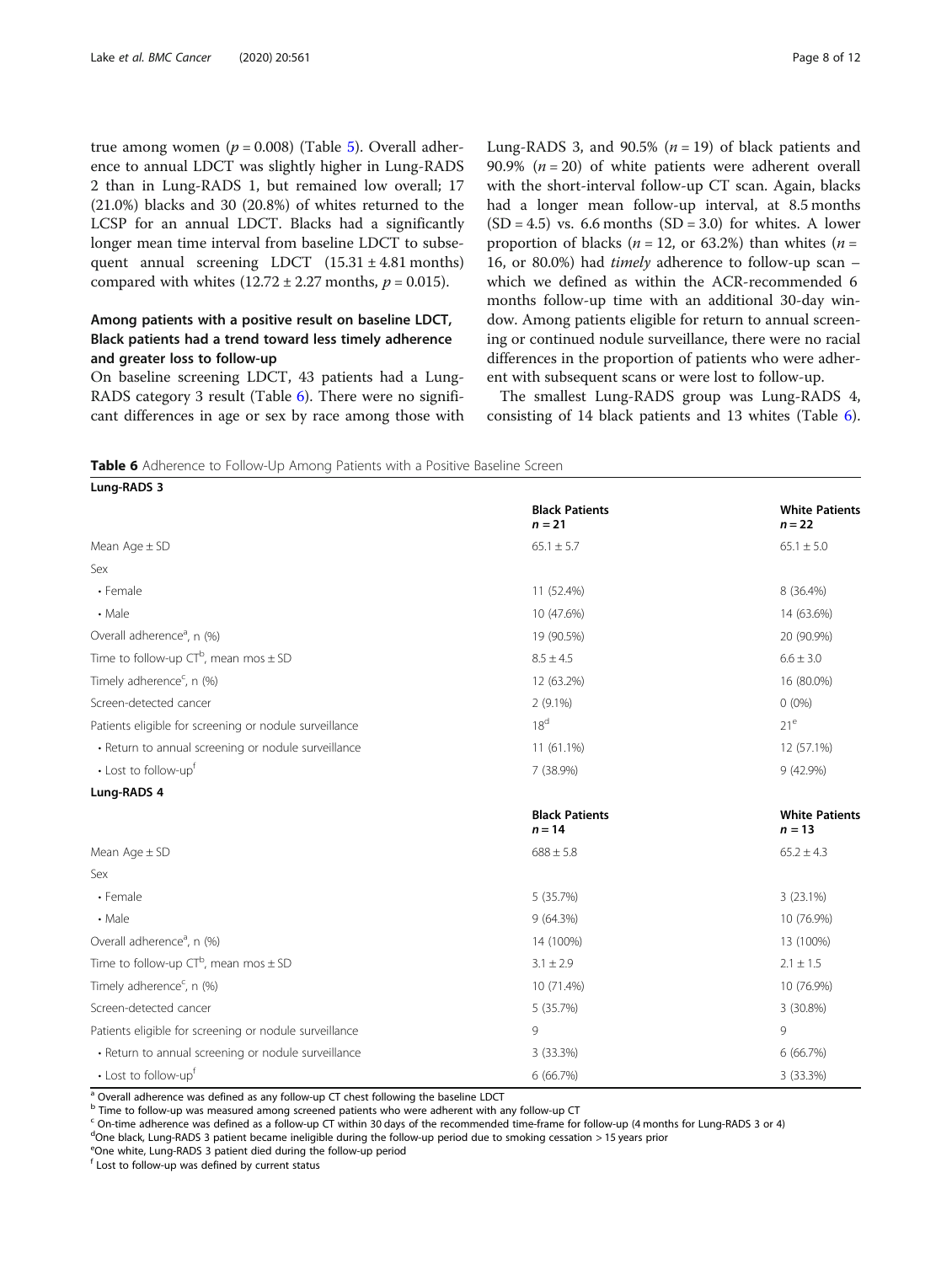true among women ($p = 0.008$) (Table 5). Overall adherence to annual LDCT was slightly higher in Lung-RADS 2 than in Lung-RADS 1, but remained low overall; 17 (21.0%) blacks and 30 (20.8%) of whites returned to the LCSP for an annual LDCT. Blacks had a significantly longer mean time interval from baseline LDCT to subsequent annual screening LDCT (15.31 ± 4.81 months) compared with whites (12.72 ± 2.27 months, $p = 0.015$).

## Among patients with a positive result on baseline LDCT, Black patients had a trend toward less timely adherence and greater loss to follow-up

On baseline screening LDCT, 43 patients had a Lung-RADS category 3 result (Table 6). There were no significant differences in age or sex by race among those with Lung-RADS 3, and 90.5% ($n = 19$) of black patients and 90.9% ($n = 20$) of white patients were adherent overall with the short-interval follow-up CT scan. Again, blacks had a longer mean follow-up interval, at 8.5 months (SD = 4.5) vs. 6.6 months (SD = 3.0) for whites. A lower proportion of blacks ($n = 12$, or 63.2%) than whites ($n = 16$, or 80.0%) had *timely* adherence to follow-up scan – which we defined as within the ACR-recommended 6 months follow-up time with an additional 30-day window. Among patients eligible for return to annual screening or continued nodule surveillance, there were no racial differences in the proportion of patients who were adherent with subsequent scans or were lost to follow-up.

The smallest Lung-RADS group was Lung-RADS 4, consisting of 14 black patients and 13 whites (Table 6).

**Table 6** Adherence to Follow-Up Among Patients with a Positive Baseline Screen

| **Lung-RADS 3** | **Black Patients** $n = 21$ | **White Patients** $n = 22$ |
|---|---|---|
| Mean Age ± SD | 65.1 ± 5.7 | 65.1 ± 5.0 |
| Sex | | |
| • Female | 11 (52.4%) | 8 (36.4%) |
| • Male | 10 (47.6%) | 14 (63.6%) |
| Overall adherence[a], n (%) | 19 (90.5%) | 20 (90.9%) |
| Time to follow-up CT[b], mean mos ± SD | 8.5 ± 4.5 | 6.6 ± 3.0 |
| Timely adherence[c], n (%) | 12 (63.2%) | 16 (80.0%) |
| Screen-detected cancer | 2 (9.1%) | 0 (0%) |
| Patients eligible for screening or nodule surveillance | 18[d] | 21[e] |
| • Return to annual screening or nodule surveillance | 11 (61.1%) | 12 (57.1%) |
| • Lost to follow-up[f] | 7 (38.9%) | 9 (42.9%) |
| **Lung-RADS 4** | **Black Patients** $n = 14$ | **White Patients** $n = 13$ |
| Mean Age ± SD | 688 ± 5.8 | 65.2 ± 4.3 |
| Sex | | |
| • Female | 5 (35.7%) | 3 (23.1%) |
| • Male | 9 (64.3%) | 10 (76.9%) |
| Overall adherence[a], n (%) | 14 (100%) | 13 (100%) |
| Time to follow-up CT[b], mean mos ± SD | 3.1 ± 2.9 | 2.1 ± 1.5 |
| Timely adherence[c], n (%) | 10 (71.4%) | 10 (76.9%) |
| Screen-detected cancer | 5 (35.7%) | 3 (30.8%) |
| Patients eligible for screening or nodule surveillance | 9 | 9 |
| • Return to annual screening or nodule surveillance | 3 (33.3%) | 6 (66.7%) |
| • Lost to follow-up[f] | 6 (66.7%) | 3 (33.3%) |

[a] Overall adherence was defined as any follow-up CT chest following the baseline LDCT
[b] Time to follow-up was measured among screened patients who were adherent with any follow-up CT
[c] On-time adherence was defined as a follow-up CT within 30 days of the recommended time-frame for follow-up (4 months for Lung-RADS 3 or 4)
[d] One black, Lung-RADS 3 patient became ineligible during the follow-up period due to smoking cessation > 15 years prior
[e] One white, Lung-RADS 3 patient died during the follow-up period
[f] Lost to follow-up was defined by current status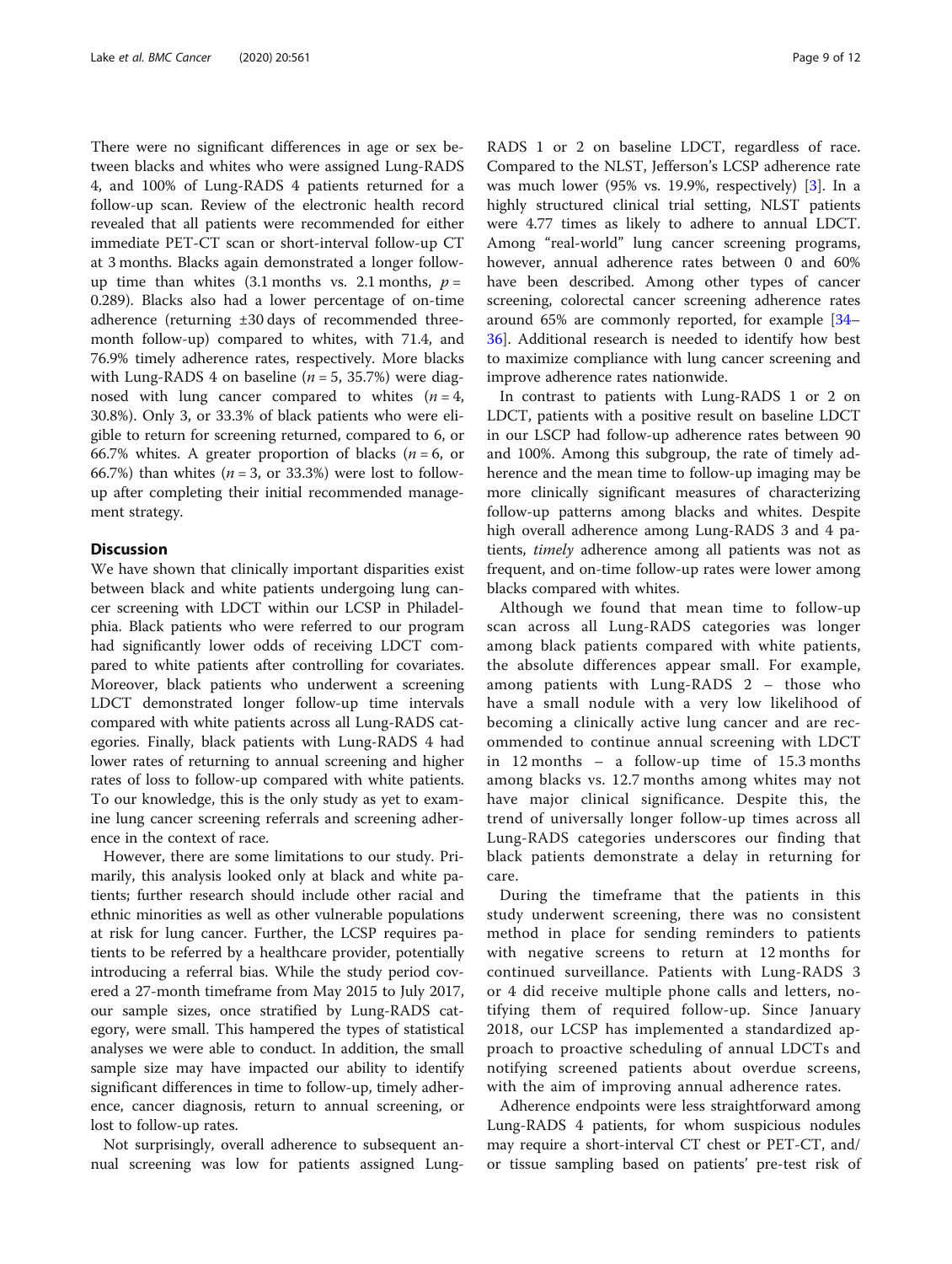There were no significant differences in age or sex between blacks and whites who were assigned Lung-RADS 4, and 100% of Lung-RADS 4 patients returned for a follow-up scan. Review of the electronic health record revealed that all patients were recommended for either immediate PET-CT scan or short-interval follow-up CT at 3 months. Blacks again demonstrated a longer follow-up time than whites (3.1 months vs. 2.1 months, $p = 0.289$). Blacks also had a lower percentage of on-time adherence (returning ±30 days of recommended three-month follow-up) compared to whites, with 71.4, and 76.9% timely adherence rates, respectively. More blacks with Lung-RADS 4 on baseline ($n = 5$, 35.7%) were diagnosed with lung cancer compared to whites ($n = 4$, 30.8%). Only 3, or 33.3% of black patients who were eligible to return for screening returned, compared to 6, or 66.7% whites. A greater proportion of blacks ($n = 6$, or 66.7%) than whites ($n = 3$, or 33.3%) were lost to follow-up after completing their initial recommended management strategy.

## Discussion

We have shown that clinically important disparities exist between black and white patients undergoing lung cancer screening with LDCT within our LCSP in Philadelphia. Black patients who were referred to our program had significantly lower odds of receiving LDCT compared to white patients after controlling for covariates. Moreover, black patients who underwent a screening LDCT demonstrated longer follow-up time intervals compared with white patients across all Lung-RADS categories. Finally, black patients with Lung-RADS 4 had lower rates of returning to annual screening and higher rates of loss to follow-up compared with white patients. To our knowledge, this is the only study as yet to examine lung cancer screening referrals and screening adherence in the context of race.

However, there are some limitations to our study. Primarily, this analysis looked only at black and white patients; further research should include other racial and ethnic minorities as well as other vulnerable populations at risk for lung cancer. Further, the LCSP requires patients to be referred by a healthcare provider, potentially introducing a referral bias. While the study period covered a 27-month timeframe from May 2015 to July 2017, our sample sizes, once stratified by Lung-RADS category, were small. This hampered the types of statistical analyses we were able to conduct. In addition, the small sample size may have impacted our ability to identify significant differences in time to follow-up, timely adherence, cancer diagnosis, return to annual screening, or lost to follow-up rates.

Not surprisingly, overall adherence to subsequent annual screening was low for patients assigned Lung-RADS 1 or 2 on baseline LDCT, regardless of race. Compared to the NLST, Jefferson's LCSP adherence rate was much lower (95% vs. 19.9%, respectively) [3]. In a highly structured clinical trial setting, NLST patients were 4.77 times as likely to adhere to annual LDCT. Among "real-world" lung cancer screening programs, however, annual adherence rates between 0 and 60% have been described. Among other types of cancer screening, colorectal cancer screening adherence rates around 65% are commonly reported, for example [34–36]. Additional research is needed to identify how best to maximize compliance with lung cancer screening and improve adherence rates nationwide.

In contrast to patients with Lung-RADS 1 or 2 on LDCT, patients with a positive result on baseline LDCT in our LSCP had follow-up adherence rates between 90 and 100%. Among this subgroup, the rate of timely adherence and the mean time to follow-up imaging may be more clinically significant measures of characterizing follow-up patterns among blacks and whites. Despite high overall adherence among Lung-RADS 3 and 4 patients, *timely* adherence among all patients was not as frequent, and on-time follow-up rates were lower among blacks compared with whites.

Although we found that mean time to follow-up scan across all Lung-RADS categories was longer among black patients compared with white patients, the absolute differences appear small. For example, among patients with Lung-RADS 2 – those who have a small nodule with a very low likelihood of becoming a clinically active lung cancer and are recommended to continue annual screening with LDCT in 12 months – a follow-up time of 15.3 months among blacks vs. 12.7 months among whites may not have major clinical significance. Despite this, the trend of universally longer follow-up times across all Lung-RADS categories underscores our finding that black patients demonstrate a delay in returning for care.

During the timeframe that the patients in this study underwent screening, there was no consistent method in place for sending reminders to patients with negative screens to return at 12 months for continued surveillance. Patients with Lung-RADS 3 or 4 did receive multiple phone calls and letters, notifying them of required follow-up. Since January 2018, our LCSP has implemented a standardized approach to proactive scheduling of annual LDCTs and notifying screened patients about overdue screens, with the aim of improving annual adherence rates.

Adherence endpoints were less straightforward among Lung-RADS 4 patients, for whom suspicious nodules may require a short-interval CT chest or PET-CT, and/or tissue sampling based on patients' pre-test risk of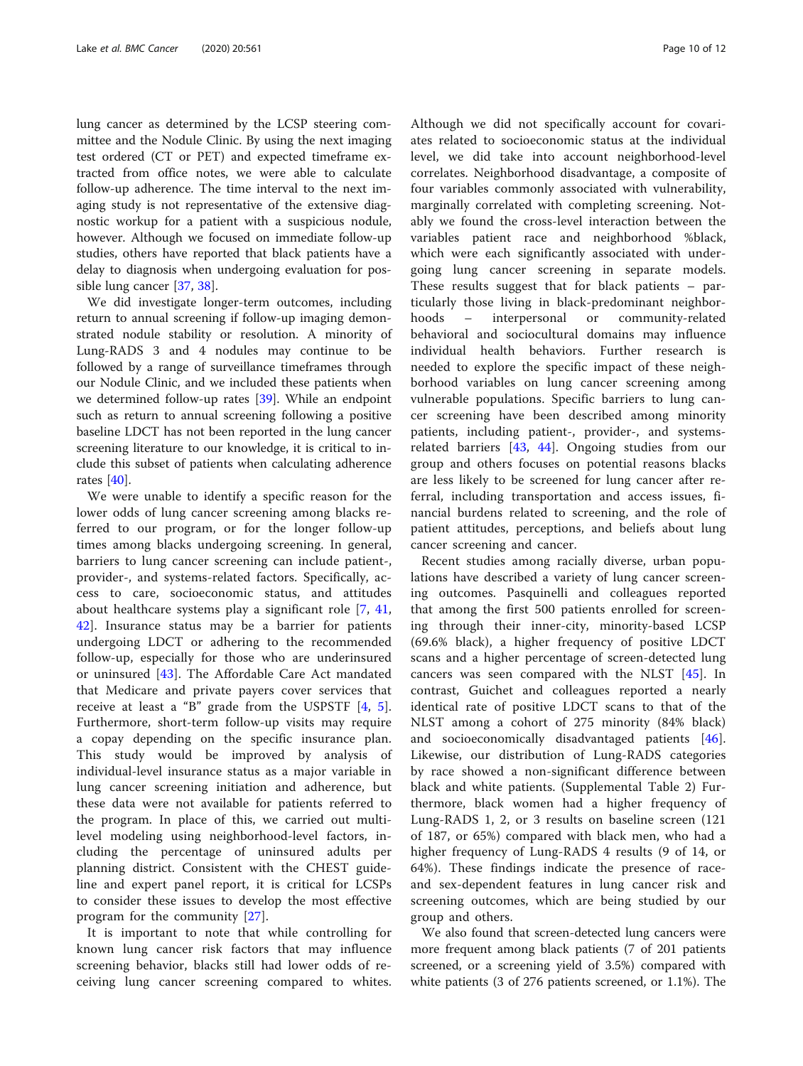lung cancer as determined by the LCSP steering committee and the Nodule Clinic. By using the next imaging test ordered (CT or PET) and expected timeframe extracted from office notes, we were able to calculate follow-up adherence. The time interval to the next imaging study is not representative of the extensive diagnostic workup for a patient with a suspicious nodule, however. Although we focused on immediate follow-up studies, others have reported that black patients have a delay to diagnosis when undergoing evaluation for possible lung cancer [37, 38].

We did investigate longer-term outcomes, including return to annual screening if follow-up imaging demonstrated nodule stability or resolution. A minority of Lung-RADS 3 and 4 nodules may continue to be followed by a range of surveillance timeframes through our Nodule Clinic, and we included these patients when we determined follow-up rates [39]. While an endpoint such as return to annual screening following a positive baseline LDCT has not been reported in the lung cancer screening literature to our knowledge, it is critical to include this subset of patients when calculating adherence rates [40].

We were unable to identify a specific reason for the lower odds of lung cancer screening among blacks referred to our program, or for the longer follow-up times among blacks undergoing screening. In general, barriers to lung cancer screening can include patient-, provider-, and systems-related factors. Specifically, access to care, socioeconomic status, and attitudes about healthcare systems play a significant role [7, 41, 42]. Insurance status may be a barrier for patients undergoing LDCT or adhering to the recommended follow-up, especially for those who are underinsured or uninsured [43]. The Affordable Care Act mandated that Medicare and private payers cover services that receive at least a "B" grade from the USPSTF [4, 5]. Furthermore, short-term follow-up visits may require a copay depending on the specific insurance plan. This study would be improved by analysis of individual-level insurance status as a major variable in lung cancer screening initiation and adherence, but these data were not available for patients referred to the program. In place of this, we carried out multi-level modeling using neighborhood-level factors, including the percentage of uninsured adults per planning district. Consistent with the CHEST guideline and expert panel report, it is critical for LCSPs to consider these issues to develop the most effective program for the community [27].

It is important to note that while controlling for known lung cancer risk factors that may influence screening behavior, blacks still had lower odds of receiving lung cancer screening compared to whites. Although we did not specifically account for covariates related to socioeconomic status at the individual level, we did take into account neighborhood-level correlates. Neighborhood disadvantage, a composite of four variables commonly associated with vulnerability, marginally correlated with completing screening. Notably we found the cross-level interaction between the variables patient race and neighborhood %black, which were each significantly associated with undergoing lung cancer screening in separate models. These results suggest that for black patients – particularly those living in black-predominant neighborhoods – interpersonal or community-related behavioral and sociocultural domains may influence individual health behaviors. Further research is needed to explore the specific impact of these neighborhood variables on lung cancer screening among vulnerable populations. Specific barriers to lung cancer screening have been described among minority patients, including patient-, provider-, and systems-related barriers [43, 44]. Ongoing studies from our group and others focuses on potential reasons blacks are less likely to be screened for lung cancer after referral, including transportation and access issues, financial burdens related to screening, and the role of patient attitudes, perceptions, and beliefs about lung cancer screening and cancer.

Recent studies among racially diverse, urban populations have described a variety of lung cancer screening outcomes. Pasquinelli and colleagues reported that among the first 500 patients enrolled for screening through their inner-city, minority-based LCSP (69.6% black), a higher frequency of positive LDCT scans and a higher percentage of screen-detected lung cancers was seen compared with the NLST [45]. In contrast, Guichet and colleagues reported a nearly identical rate of positive LDCT scans to that of the NLST among a cohort of 275 minority (84% black) and socioeconomically disadvantaged patients [46]. Likewise, our distribution of Lung-RADS categories by race showed a non-significant difference between black and white patients. (Supplemental Table 2) Furthermore, black women had a higher frequency of Lung-RADS 1, 2, or 3 results on baseline screen (121 of 187, or 65%) compared with black men, who had a higher frequency of Lung-RADS 4 results (9 of 14, or 64%). These findings indicate the presence of race- and sex-dependent features in lung cancer risk and screening outcomes, which are being studied by our group and others.

We also found that screen-detected lung cancers were more frequent among black patients (7 of 201 patients screened, or a screening yield of 3.5%) compared with white patients (3 of 276 patients screened, or 1.1%). The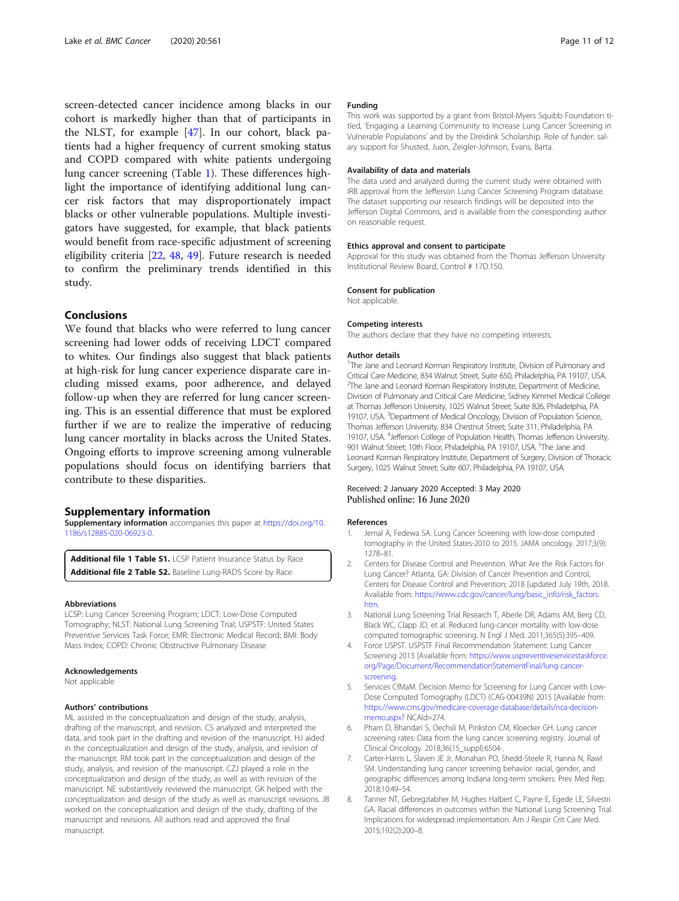screen-detected cancer incidence among blacks in our cohort is markedly higher than that of participants in the NLST, for example [47]. In our cohort, black patients had a higher frequency of current smoking status and COPD compared with white patients undergoing lung cancer screening (Table 1). These differences highlight the importance of identifying additional lung cancer risk factors that may disproportionately impact blacks or other vulnerable populations. Multiple investigators have suggested, for example, that black patients would benefit from race-specific adjustment of screening eligibility criteria [22, 48, 49]. Future research is needed to confirm the preliminary trends identified in this study.

## Conclusions

We found that blacks who were referred to lung cancer screening had lower odds of receiving LDCT compared to whites. Our findings also suggest that black patients at high-risk for lung cancer experience disparate care including missed exams, poor adherence, and delayed follow-up when they are referred for lung cancer screening. This is an essential difference that must be explored further if we are to realize the imperative of reducing lung cancer mortality in blacks across the United States. Ongoing efforts to improve screening among vulnerable populations should focus on identifying barriers that contribute to these disparities.

## Supplementary information

**Supplementary information** accompanies this paper at https://doi.org/10.1186/s12885-020-06923-0.

**Additional file 1 Table S1.** LCSP Patient Insurance Status by Race
**Additional file 2 Table S2.** Baseline Lung-RADS Score by Race

### Abbreviations

LCSP: Lung Cancer Screening Program; LDCT: Low-Dose Computed Tomography; NLST: National Lung Screening Trial; USPSTF: United States Preventive Services Task Force; EMR: Electronic Medical Record; BMI: Body Mass Index; COPD: Chronic Obstructive Pulmonary Disease

### Acknowledgements

Not applicable

### Authors' contributions

ML assisted in the conceptualization and design of the study, analysis, drafting of the manuscript, and revision. CS analyzed and interpreted the data, and took part in the drafting and revision of the manuscript. HJ aided in the conceptualization and design of the study, analysis, and revision of the manuscript. RM took part in the conceptualization and design of the study, analysis, and revision of the manuscript. CZJ played a role in the conceptualization and design of the study, as well as with revision of the manuscript. NE substantively reviewed the manuscript. GK helped with the conceptualization and design of the study as well as manuscript revisions. JB worked on the conceptualization and design of the study, drafting of the manuscript and revisions. All authors read and approved the final manuscript.

### Funding

This work was supported by a grant from Bristol-Myers Squibb Foundation titled, 'Engaging a Learning Community to Increase Lung Cancer Screening in Vulnerable Populations' and by the Dreidink Scholarship. Role of funder: salary support for Shusted, Juon, Zeigler-Johnson, Evans, Barta.

### Availability of data and materials

The data used and analyzed during the current study were obtained with IRB approval from the Jefferson Lung Cancer Screening Program database. The dataset supporting our research findings will be deposited into the Jefferson Digital Commons, and is available from the corresponding author on reasonable request.

### Ethics approval and consent to participate

Approval for this study was obtained from the Thomas Jefferson University Institutional Review Board, Control # 17D.150.

### Consent for publication

Not applicable.

### Competing interests

The authors declare that they have no competing interests.

### Author details

[1]The Jane and Leonard Korman Respiratory Institute, Division of Pulmonary and Critical Care Medicine, 834 Walnut Street, Suite 650, Philadelphia, PA 19107, USA. [2]The Jane and Leonard Korman Respiratory Institute, Department of Medicine, Division of Pulmonary and Critical Care Medicine, Sidney Kimmel Medical College at Thomas Jefferson University, 1025 Walnut Street; Suite 826, Philadelphia, PA 19107, USA. [3]Department of Medical Oncology, Division of Population Science, Thomas Jefferson University, 834 Chestnut Street; Suite 311, Philadelphia, PA 19107, USA. [4]Jefferson College of Population Health, Thomas Jefferson University, 901 Walnut Street; 10th Floor, Philadelphia, PA 19107, USA. [5]The Jane and Leonard Korman Respiratory Institute, Department of Surgery, Division of Thoracic Surgery, 1025 Walnut Street; Suite 607, Philadelphia, PA 19107, USA.

Received: 2 January 2020 Accepted: 3 May 2020
Published online: 16 June 2020

### References

1. Jemal A, Fedewa SA. Lung Cancer Screening with low-dose computed tomography in the United States-2010 to 2015. JAMA oncology. 2017;3(9):1278–81.
2. Centers for Disease Control and Prevention. What Are the Risk Factors for Lung Cancer? Atlanta, GA: Division of Cancer Prevention and Control, Centers for Disease Control and Prevention; 2018 [updated July 19th, 2018. Available from: https://www.cdc.gov/cancer/lung/basic_info/risk_factors.htm.
3. National Lung Screening Trial Research T, Aberle DR, Adams AM, Berg CD, Black WC, Clapp JD, et al. Reduced lung-cancer mortality with low-dose computed tomographic screening. N Engl J Med. 2011;365(5):395–409.
4. Force USPST. USPSTF Final Recommendation Statement: Lung Cancer Screening 2013 [Available from: https://www.uspreventiveservicestaskforce.org/Page/Document/RecommendationStatementFinal/lung-cancer-screening.
5. Services CfMaM. Decision Memo for Screening for Lung Cancer with Low-Dose Computed Tomography (LDCT) (CAG-00439N) 2015 [Available from: https://www.cms.gov/medicare-coverage-database/details/nca-decision-memo.aspx? NCAId=274.
6. Pham D, Bhandari S, Oechsli M, Pinkston CM, Kloecker GH. Lung cancer screening rates: Data from the lung cancer screening registry. Journal of Clinical Oncology. 2018;36(15_suppl):6504-.
7. Carter-Harris L, Slaven JE Jr, Monahan PO, Shedd-Steele R, Hanna N, Rawl SM. Understanding lung cancer screening behavior: racial, gender, and geographic differences among Indiana long-term smokers. Prev Med Rep. 2018;10:49–54.
8. Tanner NT, Gebregziabher M, Hughes Halbert C, Payne E, Egede LE, Silvestri GA. Racial differences in outcomes within the National Lung Screening Trial. Implications for widespread implementation. Am J Respir Crit Care Med. 2015;192(2):200–8.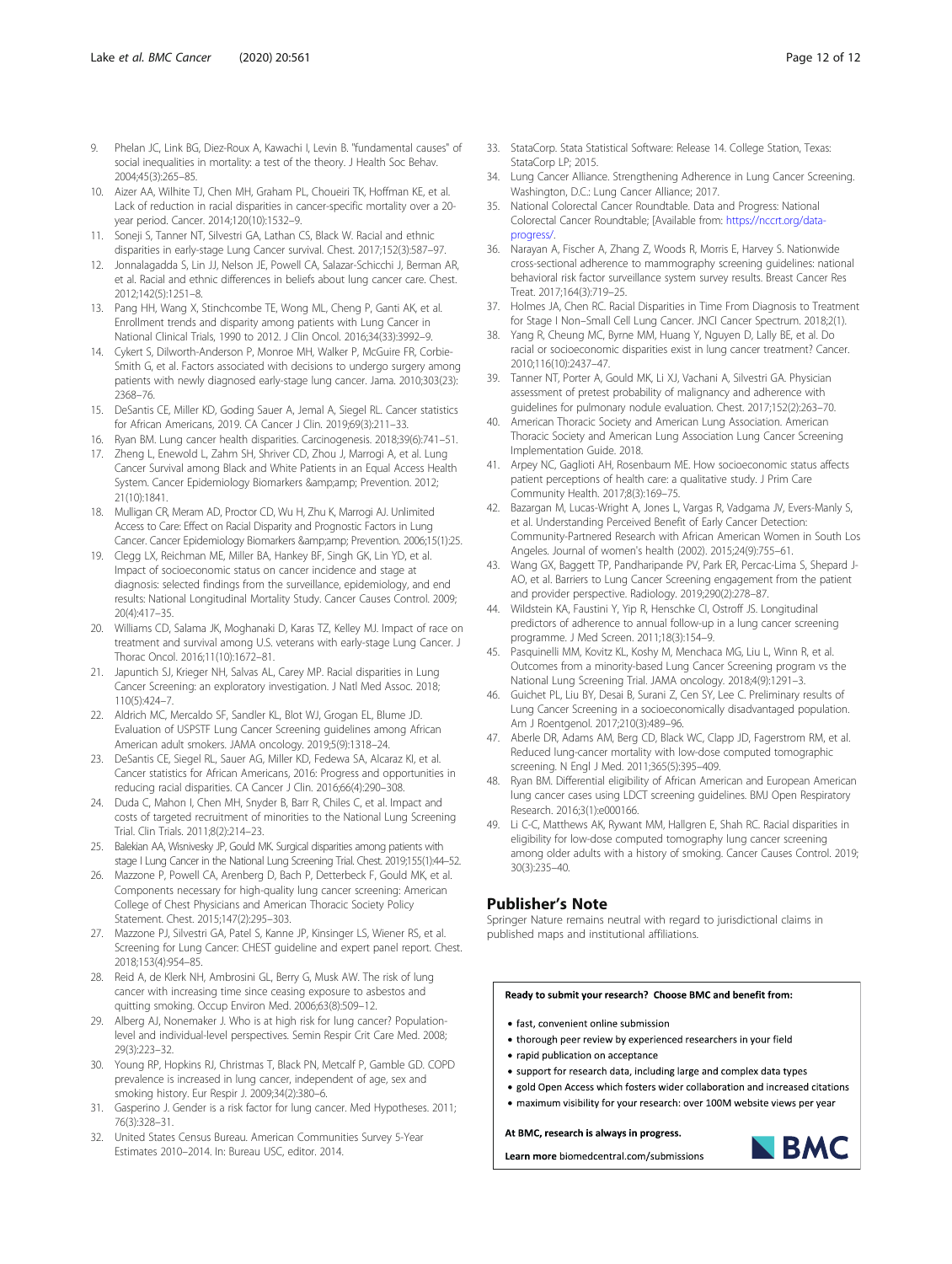9. Phelan JC, Link BG, Diez-Roux A, Kawachi I, Levin B. "fundamental causes" of social inequalities in mortality: a test of the theory. J Health Soc Behav. 2004;45(3):265–85.
10. Aizer AA, Wilhite TJ, Chen MH, Graham PL, Choueiri TK, Hoffman KE, et al. Lack of reduction in racial disparities in cancer-specific mortality over a 20-year period. Cancer. 2014;120(10):1532–9.
11. Soneji S, Tanner NT, Silvestri GA, Lathan CS, Black W. Racial and ethnic disparities in early-stage Lung Cancer survival. Chest. 2017;152(3):587–97.
12. Jonnalagadda S, Lin JJ, Nelson JE, Powell CA, Salazar-Schicchi J, Berman AR, et al. Racial and ethnic differences in beliefs about lung cancer care. Chest. 2012;142(5):1251–8.
13. Pang HH, Wang X, Stinchcombe TE, Wong ML, Cheng P, Ganti AK, et al. Enrollment trends and disparity among patients with Lung Cancer in National Clinical Trials, 1990 to 2012. J Clin Oncol. 2016;34(33):3992–9.
14. Cykert S, Dilworth-Anderson P, Monroe MH, Walker P, McGuire FR, Corbie-Smith G, et al. Factors associated with decisions to undergo surgery among patients with newly diagnosed early-stage lung cancer. Jama. 2010;303(23):2368–76.
15. DeSantis CE, Miller KD, Goding Sauer A, Jemal A, Siegel RL. Cancer statistics for African Americans, 2019. CA Cancer J Clin. 2019;69(3):211–33.
16. Ryan BM. Lung cancer health disparities. Carcinogenesis. 2018;39(6):741–51.
17. Zheng L, Enewold L, Zahm SH, Shriver CD, Zhou J, Marrogi A, et al. Lung Cancer Survival among Black and White Patients in an Equal Access Health System. Cancer Epidemiology Biomarkers &amp;amp; Prevention. 2012;21(10):1841.
18. Mulligan CR, Meram AD, Proctor CD, Wu H, Zhu K, Marrogi AJ. Unlimited Access to Care: Effect on Racial Disparity and Prognostic Factors in Lung Cancer. Cancer Epidemiology Biomarkers &amp;amp; Prevention. 2006;15(1):25.
19. Clegg LX, Reichman ME, Miller BA, Hankey BF, Singh GK, Lin YD, et al. Impact of socioeconomic status on cancer incidence and stage at diagnosis: selected findings from the surveillance, epidemiology, and end results: National Longitudinal Mortality Study. Cancer Causes Control. 2009;20(4):417–35.
20. Williams CD, Salama JK, Moghanaki D, Karas TZ, Kelley MJ. Impact of race on treatment and survival among U.S. veterans with early-stage Lung Cancer. J Thorac Oncol. 2016;11(10):1672–81.
21. Japuntich SJ, Krieger NH, Salvas AL, Carey MP. Racial disparities in Lung Cancer Screening: an exploratory investigation. J Natl Med Assoc. 2018;110(5):424–7.
22. Aldrich MC, Mercaldo SF, Sandler KL, Blot WJ, Grogan EL, Blume JD. Evaluation of USPSTF Lung Cancer Screening guidelines among African American adult smokers. JAMA oncology. 2019;5(9):1318–24.
23. DeSantis CE, Siegel RL, Sauer AG, Miller KD, Fedewa SA, Alcaraz KI, et al. Cancer statistics for African Americans, 2016: Progress and opportunities in reducing racial disparities. CA Cancer J Clin. 2016;66(4):290–308.
24. Duda C, Mahon I, Chen MH, Snyder B, Barr R, Chiles C, et al. Impact and costs of targeted recruitment of minorities to the National Lung Screening Trial. Clin Trials. 2011;8(2):214–23.
25. Balekian AA, Wisnivesky JP, Gould MK. Surgical disparities among patients with stage I Lung Cancer in the National Lung Screening Trial. Chest. 2019;155(1):44–52.
26. Mazzone P, Powell CA, Arenberg D, Bach P, Detterbeck F, Gould MK, et al. Components necessary for high-quality lung cancer screening: American College of Chest Physicians and American Thoracic Society Policy Statement. Chest. 2015;147(2):295–303.
27. Mazzone PJ, Silvestri GA, Patel S, Kanne JP, Kinsinger LS, Wiener RS, et al. Screening for Lung Cancer: CHEST guideline and expert panel report. Chest. 2018;153(4):954–85.
28. Reid A, de Klerk NH, Ambrosini GL, Berry G, Musk AW. The risk of lung cancer with increasing time since ceasing exposure to asbestos and quitting smoking. Occup Environ Med. 2006;63(8):509–12.
29. Alberg AJ, Nonemaker J. Who is at high risk for lung cancer? Population-level and individual-level perspectives. Semin Respir Crit Care Med. 2008;29(3):223–32.
30. Young RP, Hopkins RJ, Christmas T, Black PN, Metcalf P, Gamble GD. COPD prevalence is increased in lung cancer, independent of age, sex and smoking history. Eur Respir J. 2009;34(2):380–6.
31. Gasperino J. Gender is a risk factor for lung cancer. Med Hypotheses. 2011;76(3):328–31.
32. United States Census Bureau. American Communities Survey 5-Year Estimates 2010–2014. In: Bureau USC, editor. 2014.
33. StataCorp. Stata Statistical Software: Release 14. College Station, Texas: StataCorp LP; 2015.
34. Lung Cancer Alliance. Strengthening Adherence in Lung Cancer Screening. Washington, D.C.: Lung Cancer Alliance; 2017.
35. National Colorectal Cancer Roundtable. Data and Progress: National Colorectal Cancer Roundtable; [Available from: https://nccrt.org/data-progress/.
36. Narayan A, Fischer A, Zhang Z, Woods R, Morris E, Harvey S. Nationwide cross-sectional adherence to mammography screening guidelines: national behavioral risk factor surveillance system survey results. Breast Cancer Res Treat. 2017;164(3):719–25.
37. Holmes JA, Chen RC. Racial Disparities in Time From Diagnosis to Treatment for Stage I Non–Small Cell Lung Cancer. JNCI Cancer Spectrum. 2018;2(1).
38. Yang R, Cheung MC, Byrne MM, Huang Y, Nguyen D, Lally BE, et al. Do racial or socioeconomic disparities exist in lung cancer treatment? Cancer. 2010;116(10):2437–47.
39. Tanner NT, Porter A, Gould MK, Li XJ, Vachani A, Silvestri GA. Physician assessment of pretest probability of malignancy and adherence with guidelines for pulmonary nodule evaluation. Chest. 2017;152(2):263–70.
40. American Thoracic Society and American Lung Association. American Thoracic Society and American Lung Association Lung Cancer Screening Implementation Guide. 2018.
41. Arpey NC, Gaglioti AH, Rosenbaum ME. How socioeconomic status affects patient perceptions of health care: a qualitative study. J Prim Care Community Health. 2017;8(3):169–75.
42. Bazargan M, Lucas-Wright A, Jones L, Vargas R, Vadgama JV, Evers-Manly S, et al. Understanding Perceived Benefit of Early Cancer Detection: Community-Partnered Research with African American Women in South Los Angeles. Journal of women's health (2002). 2015;24(9):755–61.
43. Wang GX, Baggett TP, Pandharipande PV, Park ER, Percac-Lima S, Shepard J-AO, et al. Barriers to Lung Cancer Screening engagement from the patient and provider perspective. Radiology. 2019;290(2):278–87.
44. Wildstein KA, Faustini Y, Yip R, Henschke CI, Ostroff JS. Longitudinal predictors of adherence to annual follow-up in a lung cancer screening programme. J Med Screen. 2011;18(3):154–9.
45. Pasquinelli MM, Kovitz KL, Koshy M, Menchaca MG, Liu L, Winn R, et al. Outcomes from a minority-based Lung Cancer Screening program vs the National Lung Screening Trial. JAMA oncology. 2018;4(9):1291–3.
46. Guichet PL, Liu BY, Desai B, Surani Z, Cen SY, Lee C. Preliminary results of Lung Cancer Screening in a socioeconomically disadvantaged population. Am J Roentgenol. 2017;210(3):489–96.
47. Aberle DR, Adams AM, Berg CD, Black WC, Clapp JD, Fagerstrom RM, et al. Reduced lung-cancer mortality with low-dose computed tomographic screening. N Engl J Med. 2011;365(5):395–409.
48. Ryan BM. Differential eligibility of African American and European American lung cancer cases using LDCT screening guidelines. BMJ Open Respiratory Research. 2016;3(1):e000166.
49. Li C-C, Matthews AK, Rywant MM, Hallgren E, Shah RC. Racial disparities in eligibility for low-dose computed tomography lung cancer screening among older adults with a history of smoking. Cancer Causes Control. 2019;30(3):235–40.

## Publisher's Note

Springer Nature remains neutral with regard to jurisdictional claims in published maps and institutional affiliations.

**Ready to submit your research? Choose BMC and benefit from:**

- fast, convenient online submission
- thorough peer review by experienced researchers in your field
- rapid publication on acceptance
- support for research data, including large and complex data types
- gold Open Access which fosters wider collaboration and increased citations
- maximum visibility for your research: over 100M website views per year

**At BMC, research is always in progress.**

**Learn more** biomedcentral.com/submissions

BMC